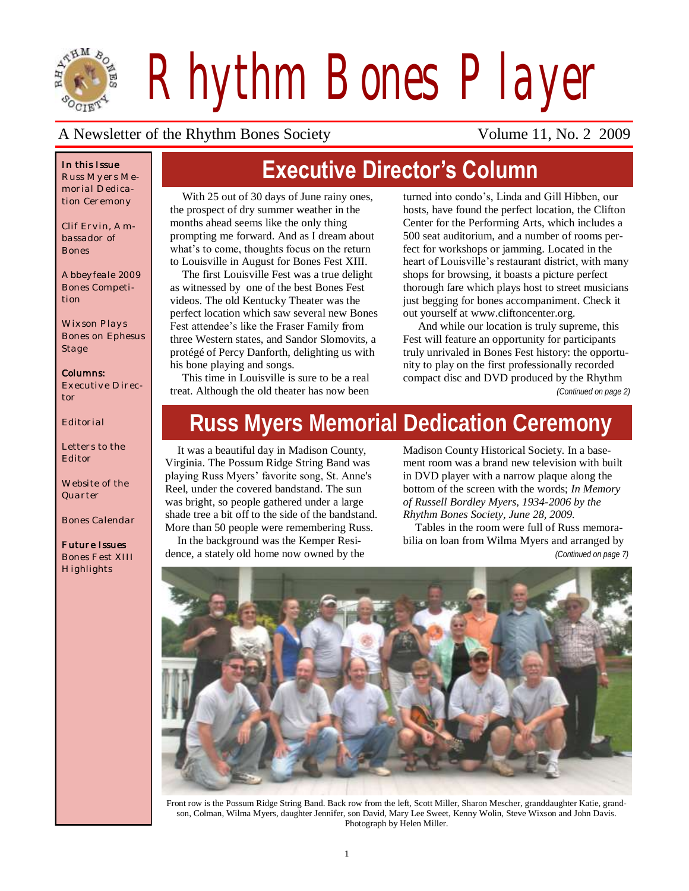# Rhythm Bones Player

A Newsletter of the Rhythm Bones Society — Volume 11, No. 2 2009

**In this Issue**

Russ Myers Memorial Dedication Ceremony

Clif Ervin, Ambassador of Bones

Abbeyfeale 2009 Bones Competition

Wixson Plays Bones on Ephesus Stage

**Columns:**

Executive Director

Editorial

Letters to the Editor

Website of the Quarter

Bones Calendar

**Future Issues**

Bones Fest XIII Highlights

## Executive Director's Column

With 25 out of 30 days of June rainy ones, the prospect of dry summer weather in the months ahead seems like the only thing prompting me forward. And as I dream about what's to come, thoughts focus on the return to Louisville in August for Bones Fest XIII.

The first Louisville Fest was a true delight as witnessed by one of the best Bones Fest videos. The old Kentucky Theater was the perfect location which saw several new Bones Fest attendee's like the Fraser Family from three Western states, and Sandor Slomovits, a protégé of Percy Danforth, delighting us with his bone playing and songs.

This time in Louisville is sure to be a real treat. Although the old theater has now been turned into condo's, Linda and Gill Hibben, our hosts, have found the perfect location, the Clifton Center for the Performing Arts, which includes a 500 seat auditorium, and a number of rooms perfect for workshops or jamming. Located in the heart of Louisville's restaurant district, with many shops for browsing, it boasts a picture perfect thorough fare which plays host to street musicians just begging for bones accompaniment. Check it out yourself at www.cliftoncenter.org.

And while our location is truly supreme, this Fest will feature an opportunity for participants truly unrivaled in Bones Fest history: the opportunity to play on the first professionally recorded compact disc and DVD produced by the Rhythm

*(Continued on page 2)*

## Russ Myers Memorial Dedication Ceremony

It was a beautiful day in Madison County, Virginia. The Possum Ridge String Band was playing Russ Myers' favorite song, St. Anne's Reel, under the covered bandstand. The sun was bright, so people gathered under a large shade tree a bit off to the side of the bandstand. More than 50 people were remembering Russ.

In the background was the Kemper Residence, a stately old home now owned by the Madison County Historical Society. In a basement room was a brand new television with built in DVD player with a narrow plaque along the bottom of the screen with the words; *In Memory of Russell Bordley Myers, 1934-2006 by the Rhythm Bones Society, June 28, 2009.*

Tables in the room were full of Russ memorabilia on loan from Wilma Myers and arranged by

*(Continued on page 7)*

Front row is the Possum Ridge String Band. Back row from the left, Scott Miller, Sharon Mescher, granddaughter Katie, grandson, Colman, Wilma Myers, daughter Jennifer, son David, Mary Lee Sweet, Kenny Wolin, Steve Wixson and John Davis. Photograph by Helen Miller.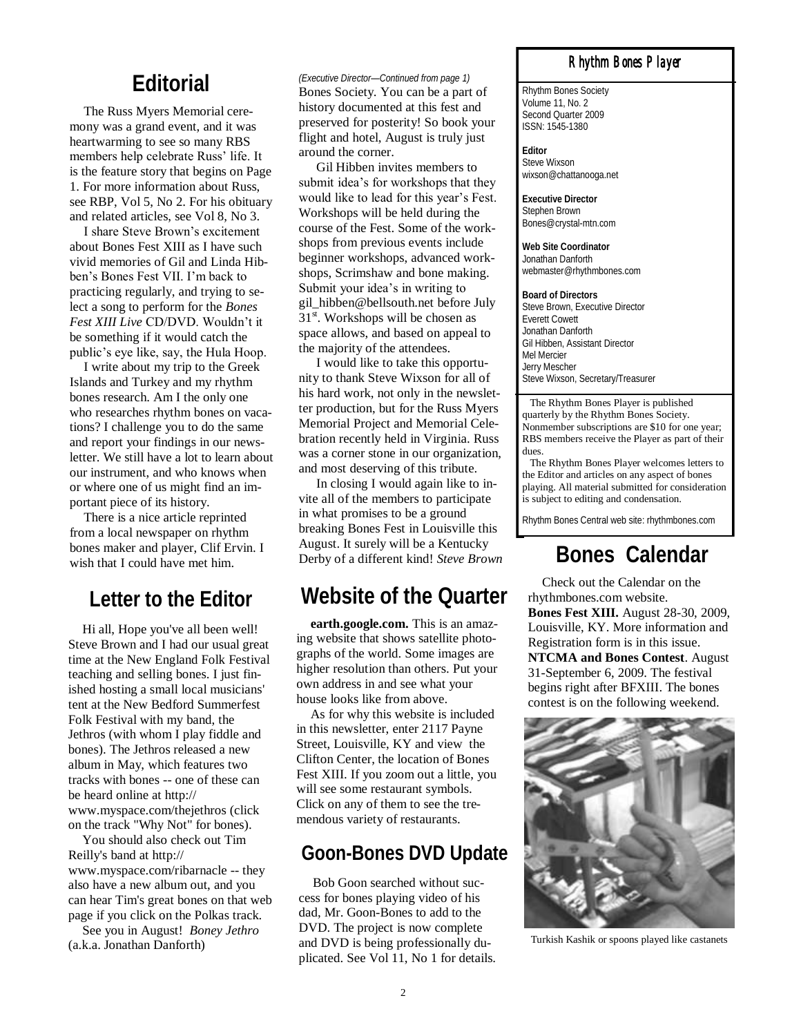## Editorial

The Russ Myers Memorial ceremony was a grand event, and it was heartwarming to see so many RBS members help celebrate Russ' life. It is the feature story that begins on Page 1. For more information about Russ, see RBP, Vol 5, No 2. For his obituary and related articles, see Vol 8, No 3.

I share Steve Brown's excitement about Bones Fest XIII as I have such vivid memories of Gil and Linda Hibben's Bones Fest VII. I'm back to practicing regularly, and trying to select a song to perform for the *Bones Fest XIII Live* CD/DVD. Wouldn't it be something if it would catch the public's eye like, say, the Hula Hoop.

I write about my trip to the Greek Islands and Turkey and my rhythm bones research. Am I the only one who researches rhythm bones on vacations? I challenge you to do the same and report your findings in our newsletter. We still have a lot to learn about our instrument, and who knows when or where one of us might find an important piece of its history.

There is a nice article reprinted from a local newspaper on rhythm bones maker and player, Clif Ervin. I wish that I could have met him.

## Letter to the Editor

Hi all, Hope you've all been well! Steve Brown and I had our usual great time at the New England Folk Festival teaching and selling bones. I just finished hosting a small local musicians' tent at the New Bedford Summerfest Folk Festival with my band, the Jethros (with whom I play fiddle and bones). The Jethros released a new album in May, which features two tracks with bones -- one of these can be heard online at http://www.myspace.com/thejethros (click on the track "Why Not" for bones).

You should also check out Tim Reilly's band at http://www.myspace.com/ribarnacle -- they also have a new album out, and you can hear Tim's great bones on that web page if you click on the Polkas track.

See you in August! *Boney Jethro* (a.k.a. Jonathan Danforth)

*(Executive Director—Continued from page 1)*

Bones Society. You can be a part of history documented at this fest and preserved for posterity! So book your flight and hotel, August is truly just around the corner.

Gil Hibben invites members to submit idea's for workshops that they would like to lead for this year's Fest. Workshops will be held during the course of the Fest. Some of the workshops from previous events include beginner workshops, advanced workshops, Scrimshaw and bone making. Submit your idea's in writing to gil_hibben@bellsouth.net before July 31st. Workshops will be chosen as space allows, and based on appeal to the majority of the attendees.

I would like to take this opportunity to thank Steve Wixson for all of his hard work, not only in the newsletter production, but for the Russ Myers Memorial Project and Memorial Celebration recently held in Virginia. Russ was a corner stone in our organization, and most deserving of this tribute.

In closing I would again like to invite all of the members to participate in what promises to be a ground breaking Bones Fest in Louisville this August. It surely will be a Kentucky Derby of a different kind! *Steve Brown*

## Website of the Quarter

**earth.google.com.** This is an amazing website that shows satellite photographs of the world. Some images are higher resolution than others. Put your own address in and see what your house looks like from above.

As for why this website is included in this newsletter, enter 2117 Payne Street, Louisville, KY and view the Clifton Center, the location of Bones Fest XIII. If you zoom out a little, you will see some restaurant symbols. Click on any of them to see the tremendous variety of restaurants.

## Goon-Bones DVD Update

Bob Goon searched without success for bones playing video of his dad, Mr. Goon-Bones to add to the DVD. The project is now complete and DVD is being professionally duplicated. See Vol 11, No 1 for details.

### Rhythm Bones Player

Rhythm Bones Society
Volume 11, No. 2
Second Quarter 2009
ISSN: 1545-1380

**Editor**
Steve Wixson
wixson@chattanooga.net

**Executive Director**
Stephen Brown
Bones@crystal-mtn.com

**Web Site Coordinator**
Jonathan Danforth
webmaster@rhythmbones.com

**Board of Directors**
Steve Brown, Executive Director
Everett Cowett
Jonathan Danforth
Gil Hibben, Assistant Director
Mel Mercier
Jerry Mescher
Steve Wixson, Secretary/Treasurer

The Rhythm Bones Player is published quarterly by the Rhythm Bones Society. Nonmember subscriptions are $10 for one year; RBS members receive the Player as part of their dues.

The Rhythm Bones Player welcomes letters to the Editor and articles on any aspect of bones playing. All material submitted for consideration is subject to editing and condensation.

Rhythm Bones Central web site: rhythmbones.com

## Bones Calendar

Check out the Calendar on the rhythmbones.com website.

**Bones Fest XIII.** August 28-30, 2009, Louisville, KY. More information and Registration form is in this issue.

**NTCMA and Bones Contest**. August 31-September 6, 2009. The festival begins right after BFXIII. The bones contest is on the following weekend.

Turkish Kashik or spoons played like castanets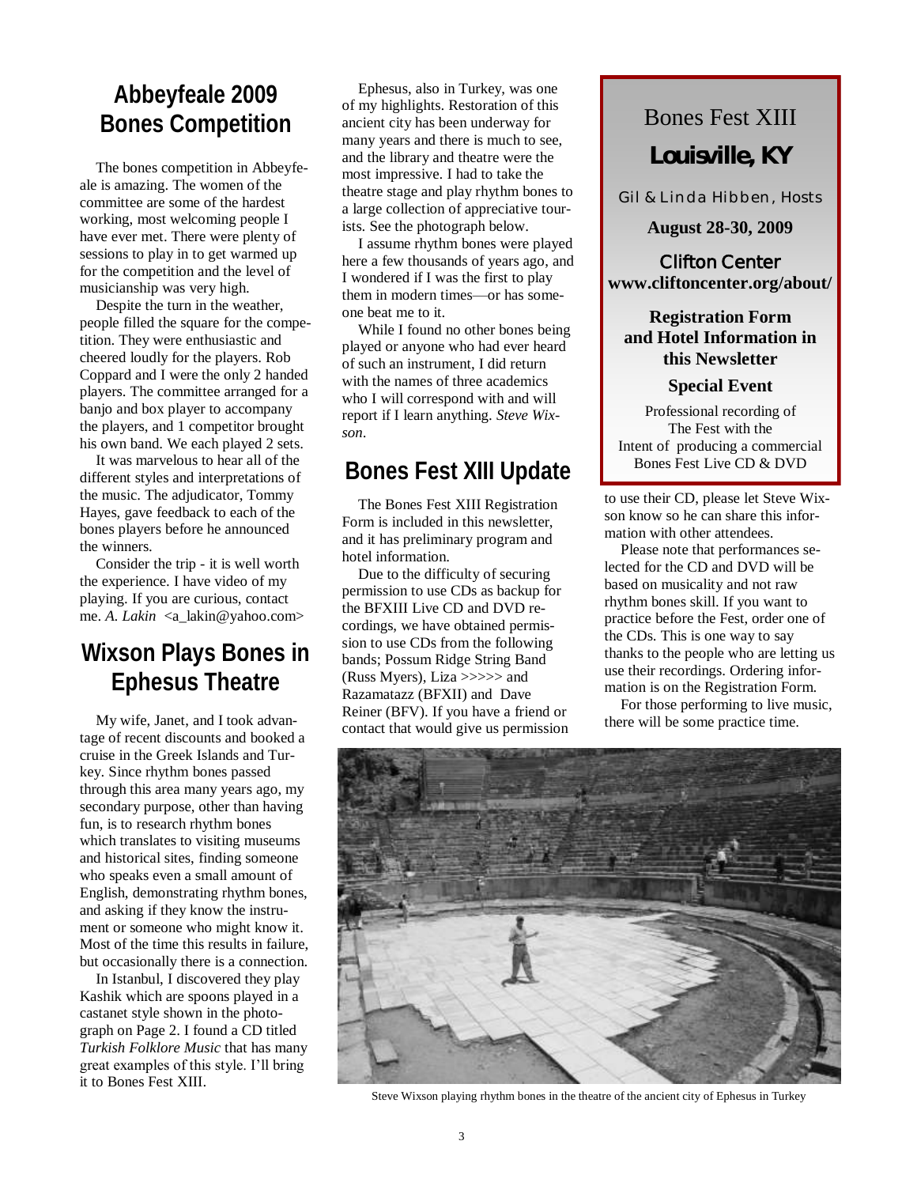## Abbeyfeale 2009 Bones Competition

The bones competition in Abbeyfeale is amazing. The women of the committee are some of the hardest working, most welcoming people I have ever met. There were plenty of sessions to play in to get warmed up for the competition and the level of musicianship was very high.

Despite the turn in the weather, people filled the square for the competition. They were enthusiastic and cheered loudly for the players. Rob Coppard and I were the only 2 handed players. The committee arranged for a banjo and box player to accompany the players, and 1 competitor brought his own band. We each played 2 sets.

It was marvelous to hear all of the different styles and interpretations of the music. The adjudicator, Tommy Hayes, gave feedback to each of the bones players before he announced the winners.

Consider the trip - it is well worth the experience. I have video of my playing. If you are curious, contact me. *A. Lakin* <a_lakin@yahoo.com>

## Wixson Plays Bones in Ephesus Theatre

My wife, Janet, and I took advantage of recent discounts and booked a cruise in the Greek Islands and Turkey. Since rhythm bones passed through this area many years ago, my secondary purpose, other than having fun, is to research rhythm bones which translates to visiting museums and historical sites, finding someone who speaks even a small amount of English, demonstrating rhythm bones, and asking if they know the instrument or someone who might know it. Most of the time this results in failure, but occasionally there is a connection.

In Istanbul, I discovered they play Kashik which are spoons played in a castanet style shown in the photograph on Page 2. I found a CD titled *Turkish Folklore Music* that has many great examples of this style. I'll bring it to Bones Fest XIII.

Ephesus, also in Turkey, was one of my highlights. Restoration of this ancient city has been underway for many years and there is much to see, and the library and theatre were the most impressive. I had to take the theatre stage and play rhythm bones to a large collection of appreciative tourists. See the photograph below.

I assume rhythm bones were played here a few thousands of years ago, and I wondered if I was the first to play them in modern times—or has someone beat me to it.

While I found no other bones being played or anyone who had ever heard of such an instrument, I did return with the names of three academics who I will correspond with and will report if I learn anything. *Steve Wixson*.

## Bones Fest XIII Update

The Bones Fest XIII Registration Form is included in this newsletter, and it has preliminary program and hotel information.

Due to the difficulty of securing permission to use CDs as backup for the BFXIII Live CD and DVD recordings, we have obtained permission to use CDs from the following bands; Possum Ridge String Band (Russ Myers), Liza >>>>> and Razamatazz (BFXII) and Dave Reiner (BFV). If you have a friend or contact that would give us permission to use their CD, please let Steve Wixson know so he can share this information with other attendees.

Please note that performances selected for the CD and DVD will be based on musicality and not raw rhythm bones skill. If you want to practice before the Fest, order one of the CDs. This is one way to say thanks to the people who are letting us use their recordings. Ordering information is on the Registration Form.

For those performing to live music, there will be some practice time.

---

Bones Fest XIII

**Louisville, KY**

Gil & Linda Hibben, Hosts

**August 28-30, 2009**

**Clifton Center**
**www.cliftoncenter.org/about/**

**Registration Form and Hotel Information in this Newsletter**

**Special Event**

Professional recording of The Fest with the Intent of producing a commercial Bones Fest Live CD & DVD

---

Steve Wixson playing rhythm bones in the theatre of the ancient city of Ephesus in Turkey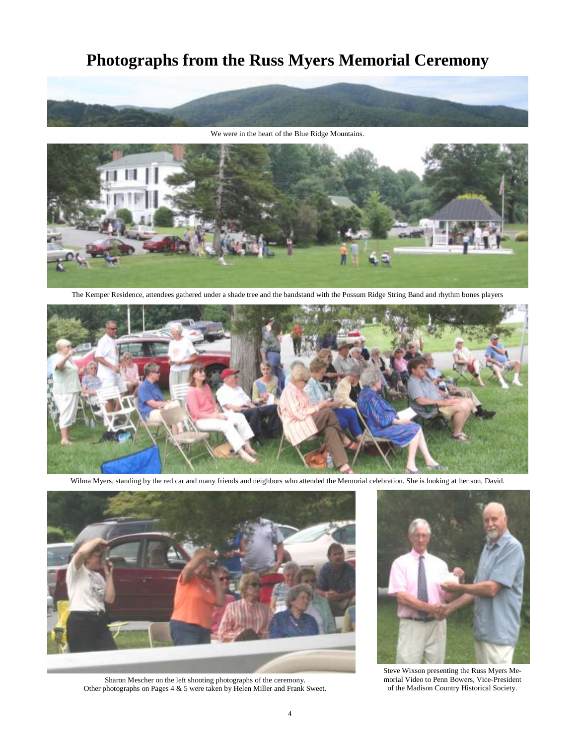# Photographs from the Russ Myers Memorial Ceremony

We were in the heart of the Blue Ridge Mountains.

The Kemper Residence, attendees gathered under a shade tree and the bandstand with the Possum Ridge String Band and rhythm bones players

Wilma Myers, standing by the red car and many friends and neighbors who attended the Memorial celebration. She is looking at her son, David.

Sharon Mescher on the left shooting photographs of the ceremony.
Other photographs on Pages 4 & 5 were taken by Helen Miller and Frank Sweet.

Steve Wixson presenting the Russ Myers Memorial Video to Penn Bowers, Vice-President of the Madison Country Historical Society.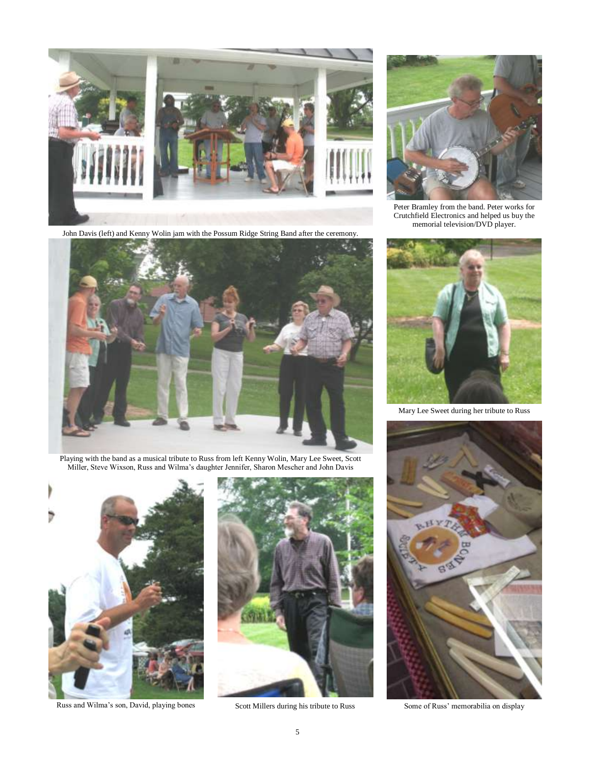John Davis (left) and Kenny Wolin jam with the Possum Ridge String Band after the ceremony.

Peter Bramley from the band. Peter works for Crutchfield Electronics and helped us buy the memorial television/DVD player.

Playing with the band as a musical tribute to Russ from left Kenny Wolin, Mary Lee Sweet, Scott Miller, Steve Wixson, Russ and Wilma's daughter Jennifer, Sharon Mescher and John Davis

Mary Lee Sweet during her tribute to Russ

Russ and Wilma's son, David, playing bones

Scott Millers during his tribute to Russ

Some of Russ' memorabilia on display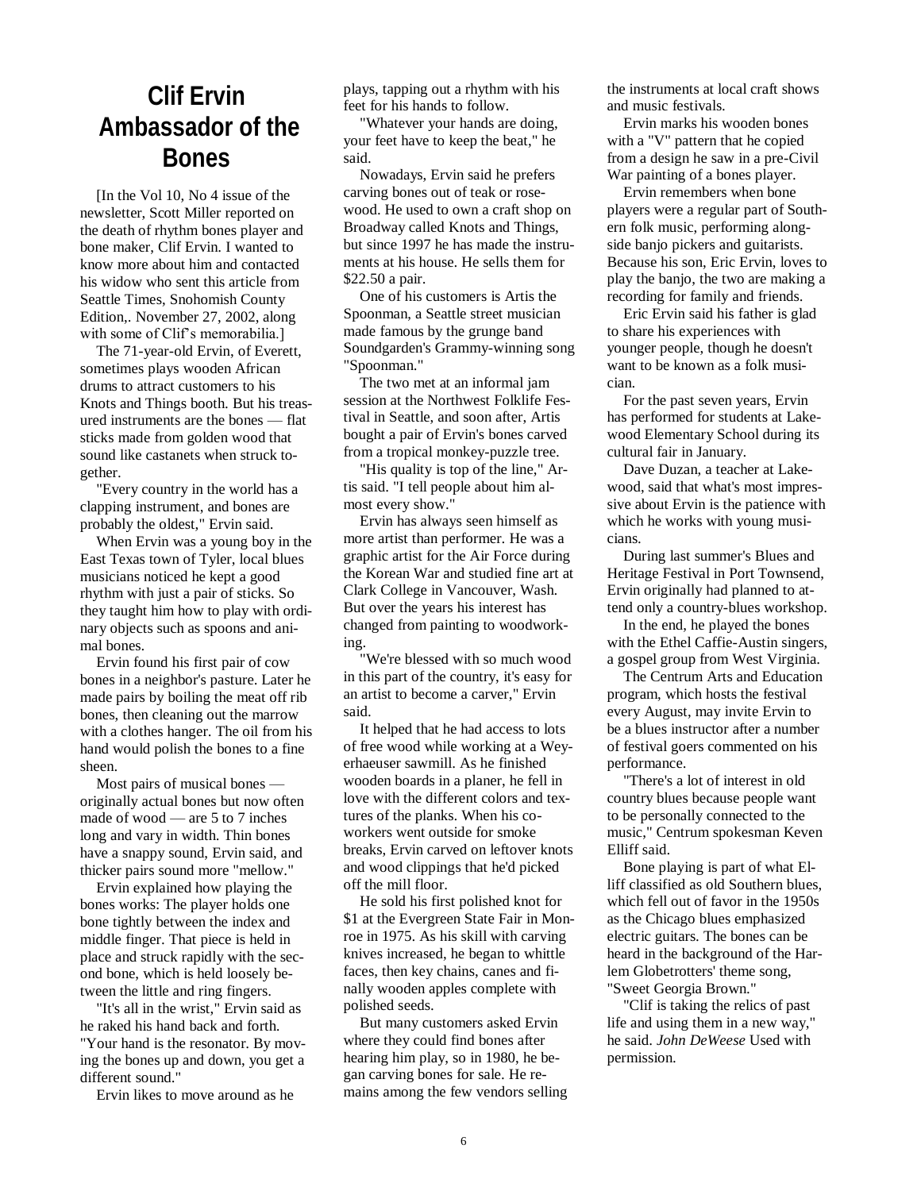# Clif Ervin Ambassador of the Bones

[In the Vol 10, No 4 issue of the newsletter, Scott Miller reported on the death of rhythm bones player and bone maker, Clif Ervin. I wanted to know more about him and contacted his widow who sent this article from Seattle Times, Snohomish County Edition,. November 27, 2002, along with some of Clif's memorabilia.]

The 71-year-old Ervin, of Everett, sometimes plays wooden African drums to attract customers to his Knots and Things booth. But his treasured instruments are the bones — flat sticks made from golden wood that sound like castanets when struck together.

"Every country in the world has a clapping instrument, and bones are probably the oldest," Ervin said.

When Ervin was a young boy in the East Texas town of Tyler, local blues musicians noticed he kept a good rhythm with just a pair of sticks. So they taught him how to play with ordinary objects such as spoons and animal bones.

Ervin found his first pair of cow bones in a neighbor's pasture. Later he made pairs by boiling the meat off rib bones, then cleaning out the marrow with a clothes hanger. The oil from his hand would polish the bones to a fine sheen.

Most pairs of musical bones — originally actual bones but now often made of wood — are 5 to 7 inches long and vary in width. Thin bones have a snappy sound, Ervin said, and thicker pairs sound more "mellow."

Ervin explained how playing the bones works: The player holds one bone tightly between the index and middle finger. That piece is held in place and struck rapidly with the second bone, which is held loosely between the little and ring fingers.

"It's all in the wrist," Ervin said as he raked his hand back and forth. "Your hand is the resonator. By moving the bones up and down, you get a different sound."

Ervin likes to move around as he plays, tapping out a rhythm with his feet for his hands to follow.

"Whatever your hands are doing, your feet have to keep the beat," he said.

Nowadays, Ervin said he prefers carving bones out of teak or rosewood. He used to own a craft shop on Broadway called Knots and Things, but since 1997 he has made the instruments at his house. He sells them for $22.50 a pair.

One of his customers is Artis the Spoonman, a Seattle street musician made famous by the grunge band Soundgarden's Grammy-winning song "Spoonman."

The two met at an informal jam session at the Northwest Folklife Festival in Seattle, and soon after, Artis bought a pair of Ervin's bones carved from a tropical monkey-puzzle tree.

"His quality is top of the line," Artis said. "I tell people about him almost every show."

Ervin has always seen himself as more artist than performer. He was a graphic artist for the Air Force during the Korean War and studied fine art at Clark College in Vancouver, Wash. But over the years his interest has changed from painting to woodworking.

"We're blessed with so much wood in this part of the country, it's easy for an artist to become a carver," Ervin said.

It helped that he had access to lots of free wood while working at a Weyerhaeuser sawmill. As he finished wooden boards in a planer, he fell in love with the different colors and textures of the planks. When his coworkers went outside for smoke breaks, Ervin carved on leftover knots and wood clippings that he'd picked off the mill floor.

He sold his first polished knot for $1 at the Evergreen State Fair in Monroe in 1975. As his skill with carving knives increased, he began to whittle faces, then key chains, canes and finally wooden apples complete with polished seeds.

But many customers asked Ervin where they could find bones after hearing him play, so in 1980, he began carving bones for sale. He remains among the few vendors selling the instruments at local craft shows and music festivals.

Ervin marks his wooden bones with a "V" pattern that he copied from a design he saw in a pre-Civil War painting of a bones player.

Ervin remembers when bone players were a regular part of Southern folk music, performing alongside banjo pickers and guitarists. Because his son, Eric Ervin, loves to play the banjo, the two are making a recording for family and friends.

Eric Ervin said his father is glad to share his experiences with younger people, though he doesn't want to be known as a folk musician.

For the past seven years, Ervin has performed for students at Lakewood Elementary School during its cultural fair in January.

Dave Duzan, a teacher at Lakewood, said that what's most impressive about Ervin is the patience with which he works with young musicians.

During last summer's Blues and Heritage Festival in Port Townsend, Ervin originally had planned to attend only a country-blues workshop.

In the end, he played the bones with the Ethel Caffie-Austin singers, a gospel group from West Virginia.

The Centrum Arts and Education program, which hosts the festival every August, may invite Ervin to be a blues instructor after a number of festival goers commented on his performance.

"There's a lot of interest in old country blues because people want to be personally connected to the music," Centrum spokesman Keven Elliff said.

Bone playing is part of what Elliff classified as old Southern blues, which fell out of favor in the 1950s as the Chicago blues emphasized electric guitars. The bones can be heard in the background of the Harlem Globetrotters' theme song, "Sweet Georgia Brown."

"Clif is taking the relics of past life and using them in a new way," he said. *John DeWeese* Used with permission.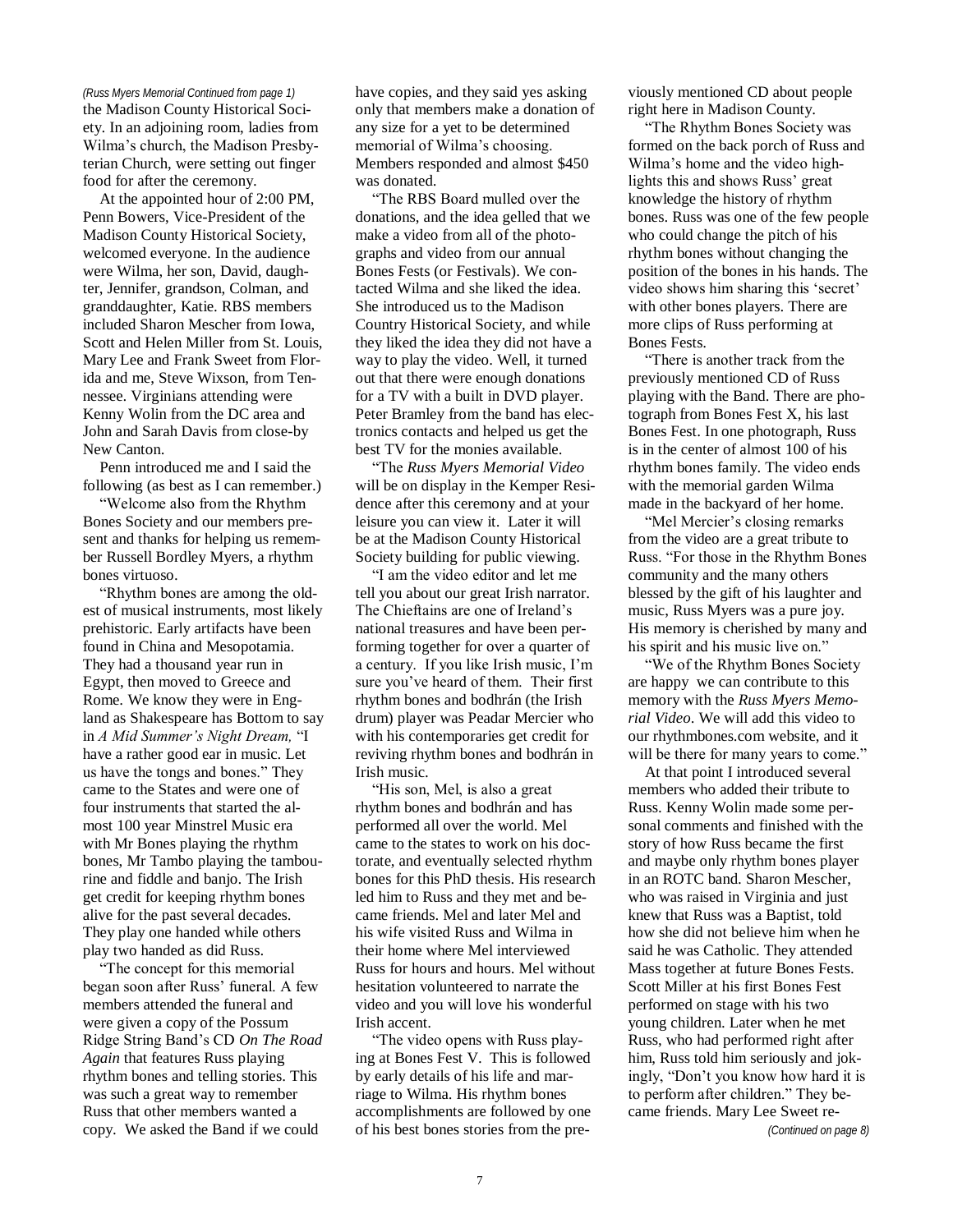*(Russ Myers Memorial Continued from page 1)*
the Madison County Historical Society. In an adjoining room, ladies from Wilma's church, the Madison Presbyterian Church, were setting out finger food for after the ceremony.

At the appointed hour of 2:00 PM, Penn Bowers, Vice-President of the Madison County Historical Society, welcomed everyone. In the audience were Wilma, her son, David, daughter, Jennifer, grandson, Colman, and granddaughter, Katie. RBS members included Sharon Mescher from Iowa, Scott and Helen Miller from St. Louis, Mary Lee and Frank Sweet from Florida and me, Steve Wixson, from Tennessee. Virginians attending were Kenny Wolin from the DC area and John and Sarah Davis from close-by New Canton.

Penn introduced me and I said the following (as best as I can remember.)

"Welcome also from the Rhythm Bones Society and our members present and thanks for helping us remember Russell Bordley Myers, a rhythm bones virtuoso.

"Rhythm bones are among the oldest of musical instruments, most likely prehistoric. Early artifacts have been found in China and Mesopotamia. They had a thousand year run in Egypt, then moved to Greece and Rome. We know they were in England as Shakespeare has Bottom to say in *A Mid Summer's Night Dream,* "I have a rather good ear in music. Let us have the tongs and bones." They came to the States and were one of four instruments that started the almost 100 year Minstrel Music era with Mr Bones playing the rhythm bones, Mr Tambo playing the tambourine and fiddle and banjo. The Irish get credit for keeping rhythm bones alive for the past several decades. They play one handed while others play two handed as did Russ.

"The concept for this memorial began soon after Russ' funeral. A few members attended the funeral and were given a copy of the Possum Ridge String Band's CD *On The Road Again* that features Russ playing rhythm bones and telling stories. This was such a great way to remember Russ that other members wanted a copy. We asked the Band if we could have copies, and they said yes asking only that members make a donation of any size for a yet to be determined memorial of Wilma's choosing. Members responded and almost $450 was donated.

"The RBS Board mulled over the donations, and the idea gelled that we make a video from all of the photographs and video from our annual Bones Fests (or Festivals). We contacted Wilma and she liked the idea. She introduced us to the Madison Country Historical Society, and while they liked the idea they did not have a way to play the video. Well, it turned out that there were enough donations for a TV with a built in DVD player. Peter Bramley from the band has electronics contacts and helped us get the best TV for the monies available.

"The *Russ Myers Memorial Video* will be on display in the Kemper Residence after this ceremony and at your leisure you can view it. Later it will be at the Madison County Historical Society building for public viewing.

"I am the video editor and let me tell you about our great Irish narrator. The Chieftains are one of Ireland's national treasures and have been performing together for over a quarter of a century. If you like Irish music, I'm sure you've heard of them. Their first rhythm bones and bodhrán (the Irish drum) player was Peadar Mercier who with his contemporaries get credit for reviving rhythm bones and bodhrán in Irish music.

"His son, Mel, is also a great rhythm bones and bodhrán and has performed all over the world. Mel came to the states to work on his doctorate, and eventually selected rhythm bones for this PhD thesis. His research led him to Russ and they met and became friends. Mel and later Mel and his wife visited Russ and Wilma in their home where Mel interviewed Russ for hours and hours. Mel without hesitation volunteered to narrate the video and you will love his wonderful Irish accent.

"The video opens with Russ playing at Bones Fest V. This is followed by early details of his life and marriage to Wilma. His rhythm bones accomplishments are followed by one of his best bones stories from the previously mentioned CD about people right here in Madison County.

"The Rhythm Bones Society was formed on the back porch of Russ and Wilma's home and the video highlights this and shows Russ' great knowledge the history of rhythm bones. Russ was one of the few people who could change the pitch of his rhythm bones without changing the position of the bones in his hands. The video shows him sharing this 'secret' with other bones players. There are more clips of Russ performing at Bones Fests.

"There is another track from the previously mentioned CD of Russ playing with the Band. There are photograph from Bones Fest X, his last Bones Fest. In one photograph, Russ is in the center of almost 100 of his rhythm bones family. The video ends with the memorial garden Wilma made in the backyard of her home.

"Mel Mercier's closing remarks from the video are a great tribute to Russ. "For those in the Rhythm Bones community and the many others blessed by the gift of his laughter and music, Russ Myers was a pure joy. His memory is cherished by many and his spirit and his music live on."

"We of the Rhythm Bones Society are happy we can contribute to this memory with the *Russ Myers Memorial Video*. We will add this video to our rhythmbones.com website, and it will be there for many years to come."

At that point I introduced several members who added their tribute to Russ. Kenny Wolin made some personal comments and finished with the story of how Russ became the first and maybe only rhythm bones player in an ROTC band. Sharon Mescher, who was raised in Virginia and just knew that Russ was a Baptist, told how she did not believe him when he said he was Catholic. They attended Mass together at future Bones Fests. Scott Miller at his first Bones Fest performed on stage with his two young children. Later when he met Russ, who had performed right after him, Russ told him seriously and jokingly, "Don't you know how hard it is to perform after children." They became friends. Mary Lee Sweet re-

*(Continued on page 8)*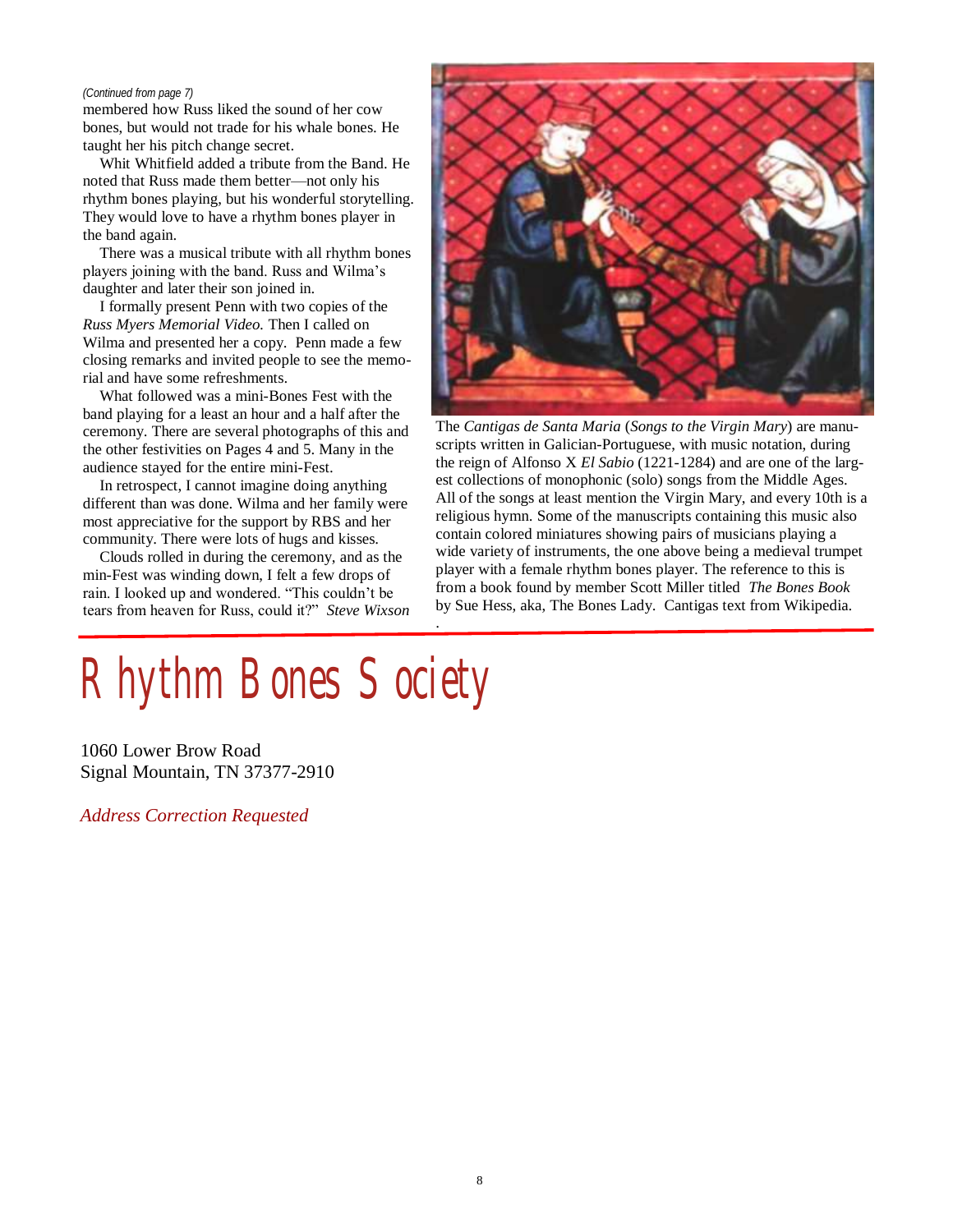*(Continued from page 7)*

membered how Russ liked the sound of her cow bones, but would not trade for his whale bones. He taught her his pitch change secret.

Whit Whitfield added a tribute from the Band. He noted that Russ made them better—not only his rhythm bones playing, but his wonderful storytelling. They would love to have a rhythm bones player in the band again.

There was a musical tribute with all rhythm bones players joining with the band. Russ and Wilma's daughter and later their son joined in.

I formally present Penn with two copies of the *Russ Myers Memorial Video.* Then I called on Wilma and presented her a copy. Penn made a few closing remarks and invited people to see the memorial and have some refreshments.

What followed was a mini-Bones Fest with the band playing for a least an hour and a half after the ceremony. There are several photographs of this and the other festivities on Pages 4 and 5. Many in the audience stayed for the entire mini-Fest.

In retrospect, I cannot imagine doing anything different than was done. Wilma and her family were most appreciative for the support by RBS and her community. There were lots of hugs and kisses.

Clouds rolled in during the ceremony, and as the min-Fest was winding down, I felt a few drops of rain. I looked up and wondered. "This couldn't be tears from heaven for Russ, could it?" *Steve Wixson*

The *Cantigas de Santa Maria* (*Songs to the Virgin Mary*) are manuscripts written in Galician-Portuguese, with music notation, during the reign of Alfonso X *El Sabio* (1221-1284) and are one of the largest collections of monophonic (solo) songs from the Middle Ages. All of the songs at least mention the Virgin Mary, and every 10th is a religious hymn. Some of the manuscripts containing this music also contain colored miniatures showing pairs of musicians playing a wide variety of instruments, the one above being a medieval trumpet player with a female rhythm bones player. The reference to this is from a book found by member Scott Miller titled *The Bones Book* by Sue Hess, aka, The Bones Lady. Cantigas text from Wikipedia.

# Rhythm Bones Society

1060 Lower Brow Road
Signal Mountain, TN 37377-2910

*Address Correction Requested*